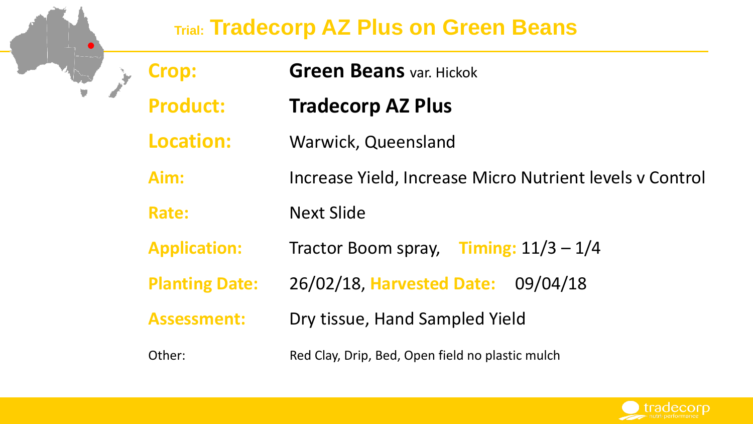# Trial: Tradecorp AZ Plus on Green Beans

| | |
|---|---|
| **Crop:** | **Green Beans** var. Hickok |
| **Product:** | **Tradecorp AZ Plus** |
| **Location:** | Warwick, Queensland |
| **Aim:** | Increase Yield, Increase Micro Nutrient levels v Control |
| **Rate:** | Next Slide |
| **Application:** | Tractor Boom spray, **Timing:** 11/3 – 1/4 |
| **Planting Date:** | 26/02/18, **Harvested Date:** 09/04/18 |
| **Assessment:** | Dry tissue, Hand Sampled Yield |
| Other: | Red Clay, Drip, Bed, Open field no plastic mulch |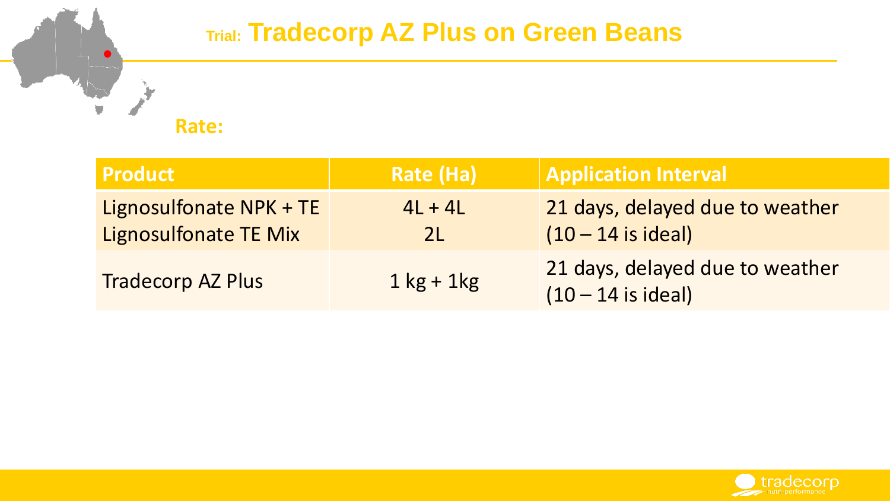# Trial: Tradecorp AZ Plus on Green Beans

**Rate:**

| Product | Rate (Ha) | Application Interval |
|---|---|---|
| Lignosulfonate NPK + TE<br>Lignosulfonate TE Mix | 4L + 4L<br>2L | 21 days, delayed due to weather (10 – 14 is ideal) |
| Tradecorp AZ Plus | 1 kg + 1kg | 21 days, delayed due to weather (10 – 14 is ideal) |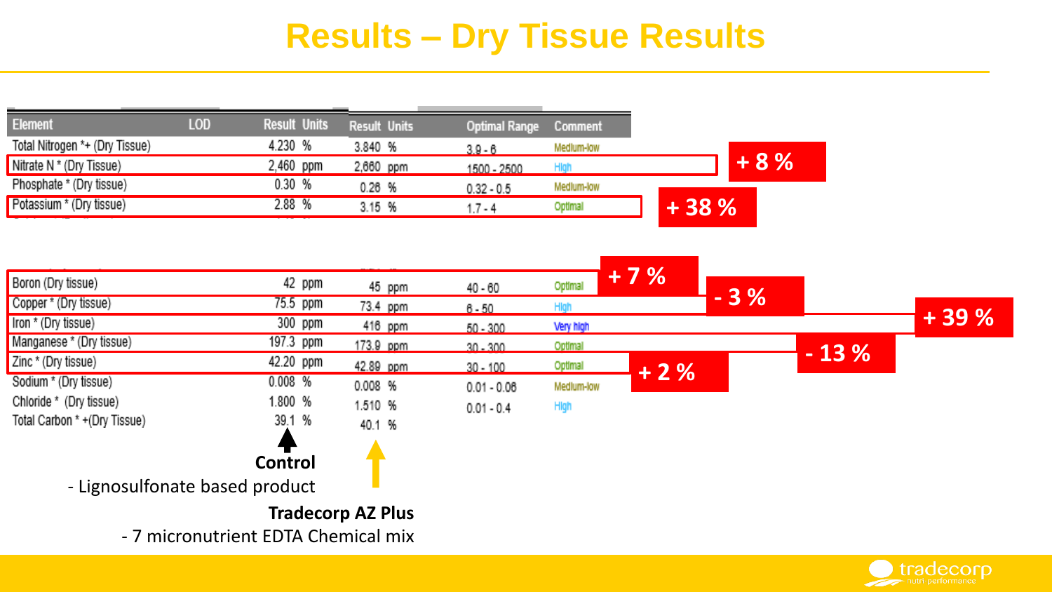# Results – Dry Tissue Results

| Element | LOD | Result | Units | Result | Units | Optimal Range | Comment | |
|---|---|---|---|---|---|---|---|---|
| Total Nitrogen *+ (Dry Tissue) | | 4.230 | % | 3.840 | % | 3.9 - 6 | Medium-low | |
| Nitrate N * (Dry Tissue) | | 2,460 | ppm | 2,660 | ppm | 1500 - 2500 | High | + 8 % |
| Phosphate * (Dry tissue) | | 0.30 | % | 0.28 | % | 0.32 - 0.5 | Medium-low | |
| Potassium * (Dry tissue) | | 2.88 | % | 3.15 | % | 1.7 - 4 | Optimal | + 38 % |
| Boron (Dry tissue) | | 42 | ppm | 45 | ppm | 40 - 60 | Optimal | + 7 % |
| Copper * (Dry tissue) | | 75.5 | ppm | 73.4 | ppm | 6 - 50 | High | - 3 % |
| Iron * (Dry tissue) | | 300 | ppm | 416 | ppm | 50 - 300 | Very high | + 39 % |
| Manganese * (Dry tissue) | | 197.3 | ppm | 173.9 | ppm | 30 - 300 | Optimal | - 13 % |
| Zinc * (Dry tissue) | | 42.20 | ppm | 42.89 | ppm | 30 - 100 | Optimal | + 2 % |
| Sodium * (Dry tissue) | | 0.008 | % | 0.008 | % | 0.01 - 0.06 | Medium-low | |
| Chloride * (Dry tissue) | | 1.800 | % | 1.510 | % | 0.01 - 0.4 | High | |
| Total Carbon * +(Dry Tissue) | | 39.1 | % | 40.1 | % | | | |

**Control**
- Lignosulfonate based product

**Tradecorp AZ Plus**
- 7 micronutrient EDTA Chemical mix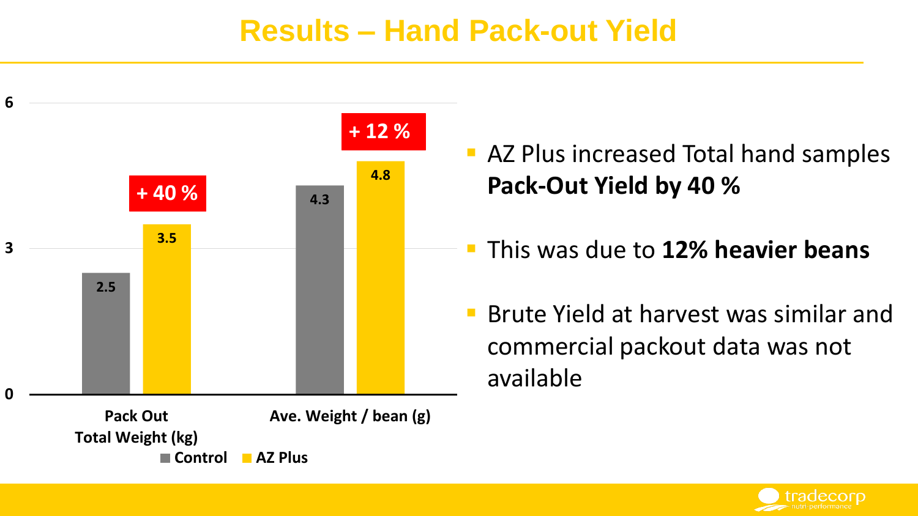# Results – Hand Pack-out Yield

| | Control | AZ Plus | Change |
|---|---|---|---|
| Pack Out Total Weight (kg) | 2.5 | 3.5 | + 40 % |
| Ave. Weight / bean (g) | 4.3 | 4.8 | + 12 % |

- AZ Plus increased Total hand samples **Pack-Out Yield by 40 %**
- This was due to **12% heavier beans**
- Brute Yield at harvest was similar and commercial packout data was not available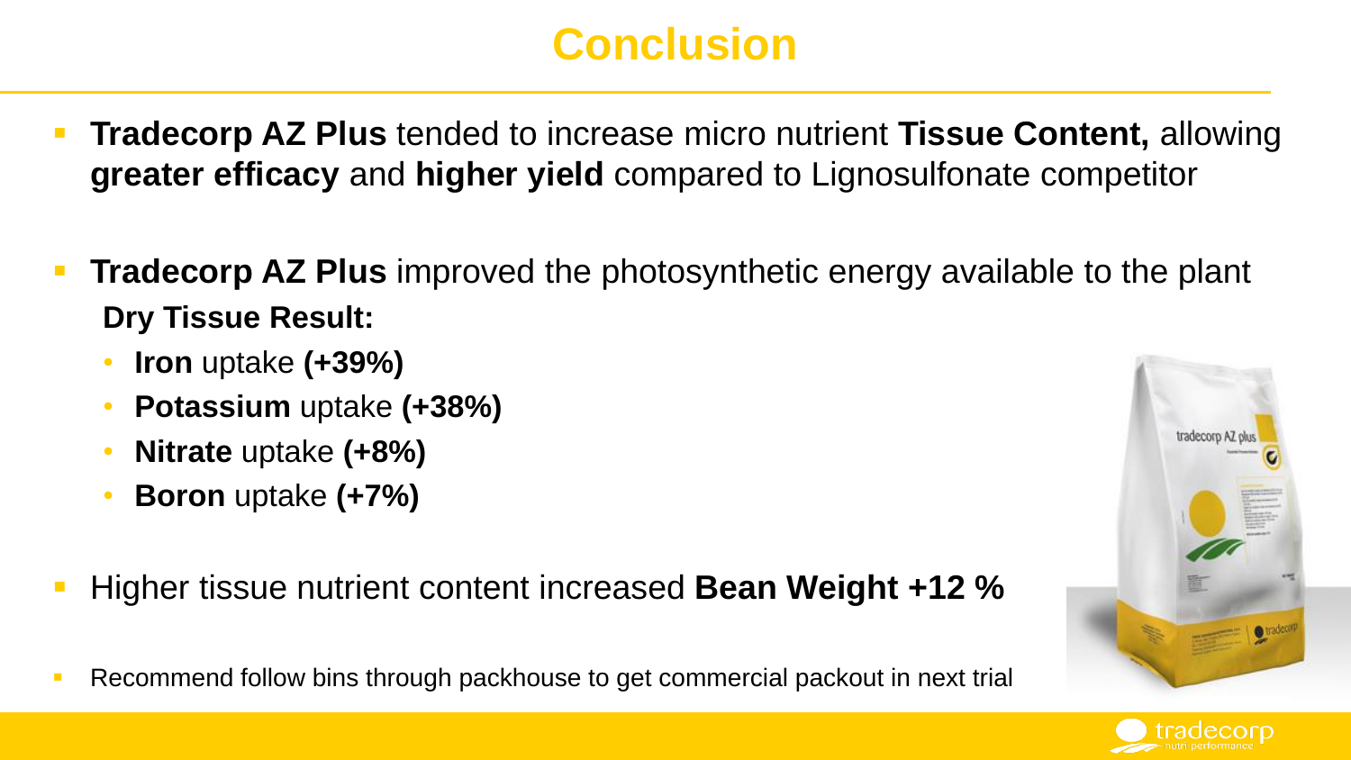# Conclusion

- **Tradecorp AZ Plus** tended to increase micro nutrient **Tissue Content,** allowing **greater efficacy** and **higher yield** compared to Lignosulfonate competitor

- **Tradecorp AZ Plus** improved the photosynthetic energy available to the plant

  **Dry Tissue Result:**

  - **Iron** uptake **(+39%)**
  - **Potassium** uptake **(+38%)**
  - **Nitrate** uptake **(+8%)**
  - **Boron** uptake **(+7%)**

- Higher tissue nutrient content increased **Bean Weight +12 %**

- Recommend follow bins through packhouse to get commercial packout in next trial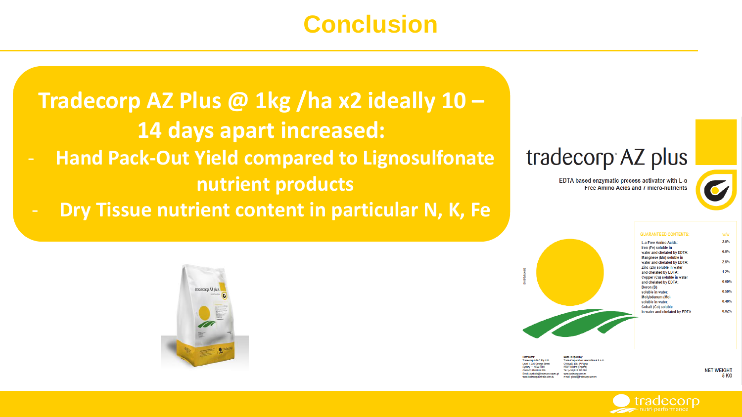# Conclusion

**Tradecorp AZ Plus @ 1kg /ha x2 ideally 10 – 14 days apart increased:**

- **Hand Pack-Out Yield compared to Lignosulfonate nutrient products**
- **Dry Tissue nutrient content in particular N, K, Fe**

tradecorp AZ plus

EDTA based enzymatic process activator with L-α Free Amino Acics and 7 micro-nutrients

| GUARANTEED CONTENTS: | w/w |
|---|---|
| L-α Free Amino Acids: | 2.0% |
| Iron (Fe) soluble in water and chelated by EDTA: | 6.0% |
| Mangnese (Mn) soluble in water and chelated by EDTA: | 2.5% |
| Zinc (Zn) soluble in water and chelated by EDTA: | 1.2% |
| Copper (Cu) soluble in water and chelated by EDTA: | 0.60% |
| Boron (B) soluble in water: | 0.50% |
| Molybdenum (Mo) soluble in water: | 0.40% |
| Cobalt (Co) soluble in water and chelated by EDTA: | 0.02% |

NET WEIGHT 5 KG